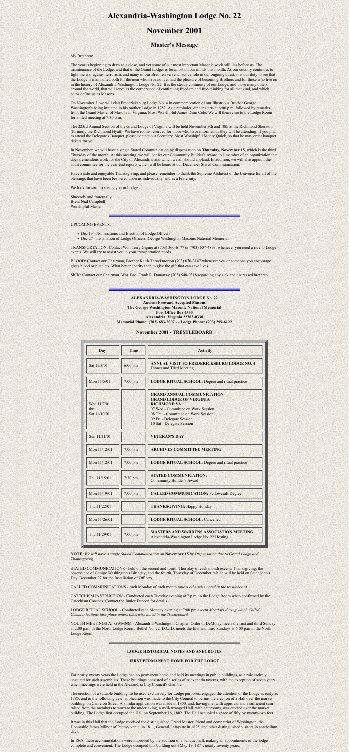# Alexandria-Washington Lodge No. 22

# November 2001

## Master's Message

My Brethren:

The year is beginning to draw to a close, and yet some of our most important Masonic work still lies before us. The maintenance of the Lodge, and that of the Grand Lodge, is foremost on our minds this month. As our country continues to fight the war against terrorism, and many of our Brethren serve an active role in our ongoing quest, it is our duty to see that the Lodge is maintained both for the men who have not yet had the pleasure of becoming Brothers and for those who live on in the history of Alexandria-Washington Lodge No. 22. It is the steady continuity of our Lodge, and those many others around the world, that will serve as the cornerstone of continuing freedom and free-thinking for all mankind, and which helps define us as Masons.

On November 3, we will visit Fredericksburg Lodge No. 4 in commemoration of our Illustrious Brother George Washington's being initiated in his mother Lodge in 1752. As a reminder, dinner starts at 6:00 p.m. followed by remarks from the Grand Master of Masons in Virginia, Most Worshipful James Dean Cole. We will then retire to the Lodge Room for a tiled meeting at 7:30 p.m.

The 223rd Annual Session of the Grand Lodge of Virginia will be held November 9th and 10th at the Richmond Sheraton (formerly the Richmond Hyatt). We have rooms reserved for those who have informed us they will be attending. If you plan to attend the Delegate's Banquet, please contact our Secretary, Most Worshipful Monty Quick, so that he may order banquet tickets for you.

In November, we will have a single Stated Communication by dispensation on **Thursday, November 15**, which is the third Thursday of the month. At this meeting, we will confer our Community Builder's Award to a member of an organization that does tremendous work for the City of Alexandria, and which we all should applaud. In addition, we will also appoint the audit committee for the year-end reports which will be heard at our December Stated Communication.

Have a safe and enjoyable Thanksgiving, and please remember to thank the Supreme Architect of the Universe for all of the blessings that have been bestowed upon us individually, and as a Fraternity.

We look forward to seeing you in Lodge.

Sincerely and fraternally,
Brent Nial Campbell
Worshipful Master

---

UPCOMING EVENTS:

- Dec 13 - Nominations and Election of Lodge Officers
- Dec 27 - Installation of Lodge Officers. George Washington Masonic National Memorial

TRANSPORTATION: Contact Wor. Terry Gigure at (703) 360-6177 or (703) 607-4893, whenever you need a ride to Lodge events. We will try to assist you in your transportation needs.

BLOOD: Contact our Chairman, Brother Keith Throckmorton (703) 670-3147 whenever you or someone you encourage gives blood or platelets. What better charity than to give the gift that can save lives.

SICK: Contact our Chairman, Wor. Bro. Frank R. Dunaway (703) 548-0318 regarding any sick and distressed brethren.

---

**ALEXANDRIA-WASHINGTON LODGE No. 22**
**Ancient Free and Accepted Masons**
**The George Washington Masonic National Memorial**
**Post Office Box 4330**
**Alexandria, Virginia 22303-0330**
**Memorial Phone: (703) 683-2007 - - Lodge Phone: (703) 299-6122**

### November 2001 - TRESTLEBOARD

| Day | Time | Activity |
|---|---|---|
| Sat 11/3/01 | 6:00 pm | **ANNUAL VISIT TO FREDERICKSBURG LODGE NO. 4** Dinner and Tiled Meeting |
| Mon 11/5/01 | 7:00 pm | **LODGE RITUAL SCHOOL:** Degree and ritual practice |
| Wed 11/7/01 thru Sat 11/10/01 | | **GRAND ANNUAL COMMUNICATION GRAND LODGE OF VIRGINIA RICHMOND VA** 07 Wed - Committee on Work Session 08 Thu - Committee on Work Session 09 Fri - Delegate Session 10 Sat - Delegate Session |
| Sun 11/11/01 | | **VETERAN'S DAY** |
| Mon 11/12/01 | 7:00 pm | **ARCHIVES COMMITTEE MEETING** |
| Mon 11/12/01 | 7:00 pm | **LODGE RITUAL SCHOOL:** Degree and ritual practice |
| Thu 11/15/01 | 7:30 pm | **STATED COMMUNICATION:** Community Builder's Award |
| Mon 11/19/01 | 7:00 pm | **CALLED COMMUNICATION:** Fellowcraft Degree |
| Thu 11/22/01 | | **THANKSGIVING:** Happy Holiday |
| Mon 11/26/01 | | **LODGE RITUAL SCHOOL:** Cancelled |
| Thu 11/29/01 | 7:00 pm | **MASTERS AND WARDENS ASSOCIATION MEETING** Alexandria-Washington Lodge No. 22 Hosting |

**NOTE:** *We will have a single Stated Communication on* **November 15** *by Dispensation due to Grand Lodge and Thanksgiving*

STATED COMMUNICATIONS - held on the second and fourth Thursday of each month except: Thanksgiving; the observance of George Washington's Birthday; and the fourth, Thursday of December, which will be held on Saint John's Day, December 27 for the Installation of Officers.

CALLED COMMUNICATIONS - each Monday of each month *unless otherwise noted in the trestleboard.*

CATECHISM INSTRUCTION - Conducted each Tuesday evening at 7 p.m. in the Lodge Room when confirmed by the Catechism Coaches. Contact the Junior Deacon for details.

LODGE RITUAL SCHOOL - Conducted each Monday evening at 7:00 pm *except Mondays during which Called Communications take place unless otherwise noted in the Trestleboard.*

YOUTH MEETINGS AT GWMNM - Alexandria-Washington Chapter, Order of DeMolay meets the first and third Sunday at 2:00 p.m. in the North Lodge Room; Bethel No. 22. I.O.J.D. meets the first and third Sundays at 6:00 p.m in the North Lodge Room.

---

### LODGE HISTORICAL NOTES AND ANECDOTES

### FIRST PERMANENT HOME FOR THE LODGE

For nearly twenty years the Lodge had no permanent home and held its meetings in public buildings, as a rule entirely unsuited for such assemblies. These buildings consisted of a series of Alexandria taverns, with the exception of seven years when meetings were held in the Alexandria City Council's chamber.

The erection of a suitable building, to be used exclusively for Lodge purposes, engaged the attention of the Lodge as early as 1785, and in the following year, application was made to the City Council to permit the erection of a Hall over the market building, on Cameron Street. A similar application was made in 1800, and, having met with approval and a sufficient sum raised from the members to warrant the undertaking, a well-arranged Hall, with anterooms, was erected over the market building. The Lodge first occupied the Hall on September 16, 1802. The Hall occupied a space of fifty by twenty-two feet.

It was in this Hall that the Lodge received the distinguished Grand Master, friend and compatriot of Washington, the Honorable James Milnor of Pennsylvania, in 1811, General Lafayette in 1825, and other distinguished visitors in antebellum days.

In 1868, these accommodations were improved by the addition of a banquet hall, making all appointments of the lodge complete and convenient. The Lodge occupied this building until May 19, 1871, nearly seventy years.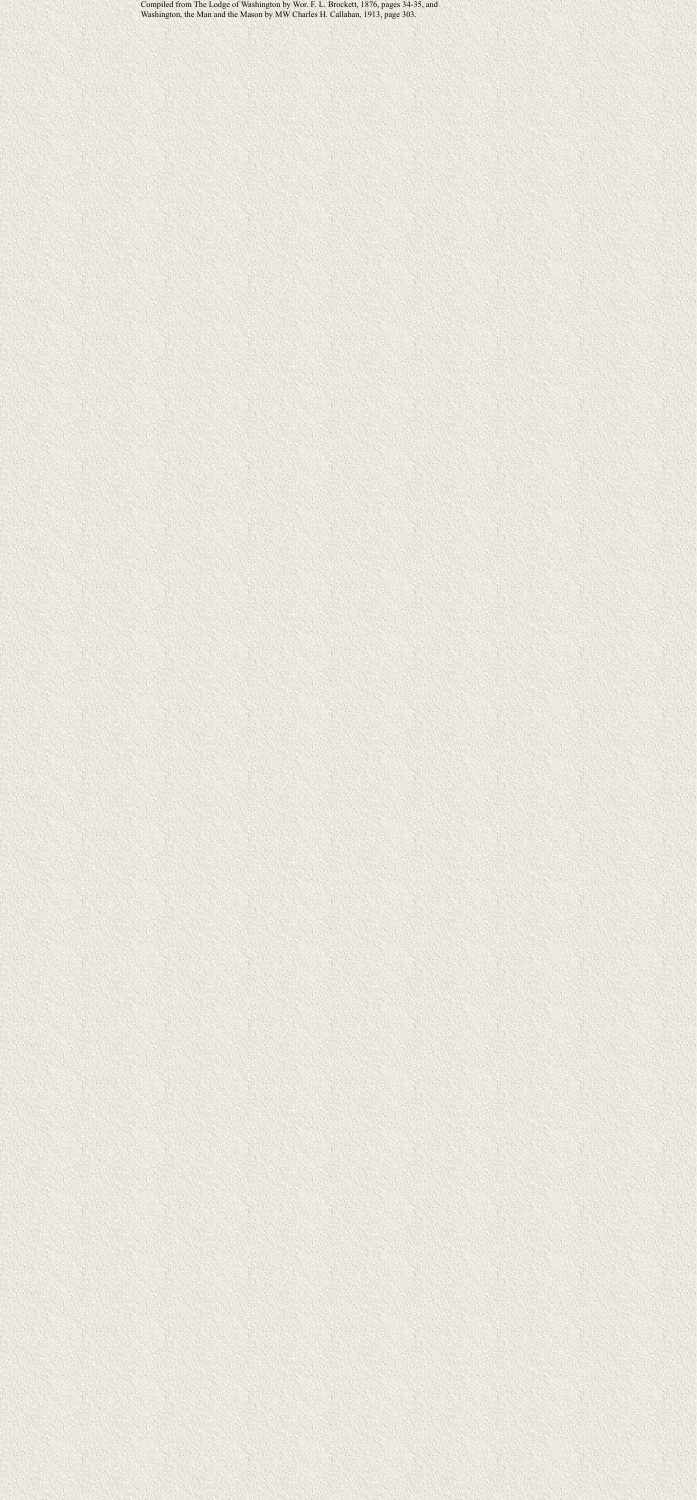Compiled from The Lodge of Washington by Wor. F. L. Brockett, 1876, pages 34-35, and Washington, the Man and the Mason by MW Charles H. Callahan, 1913, page 303.